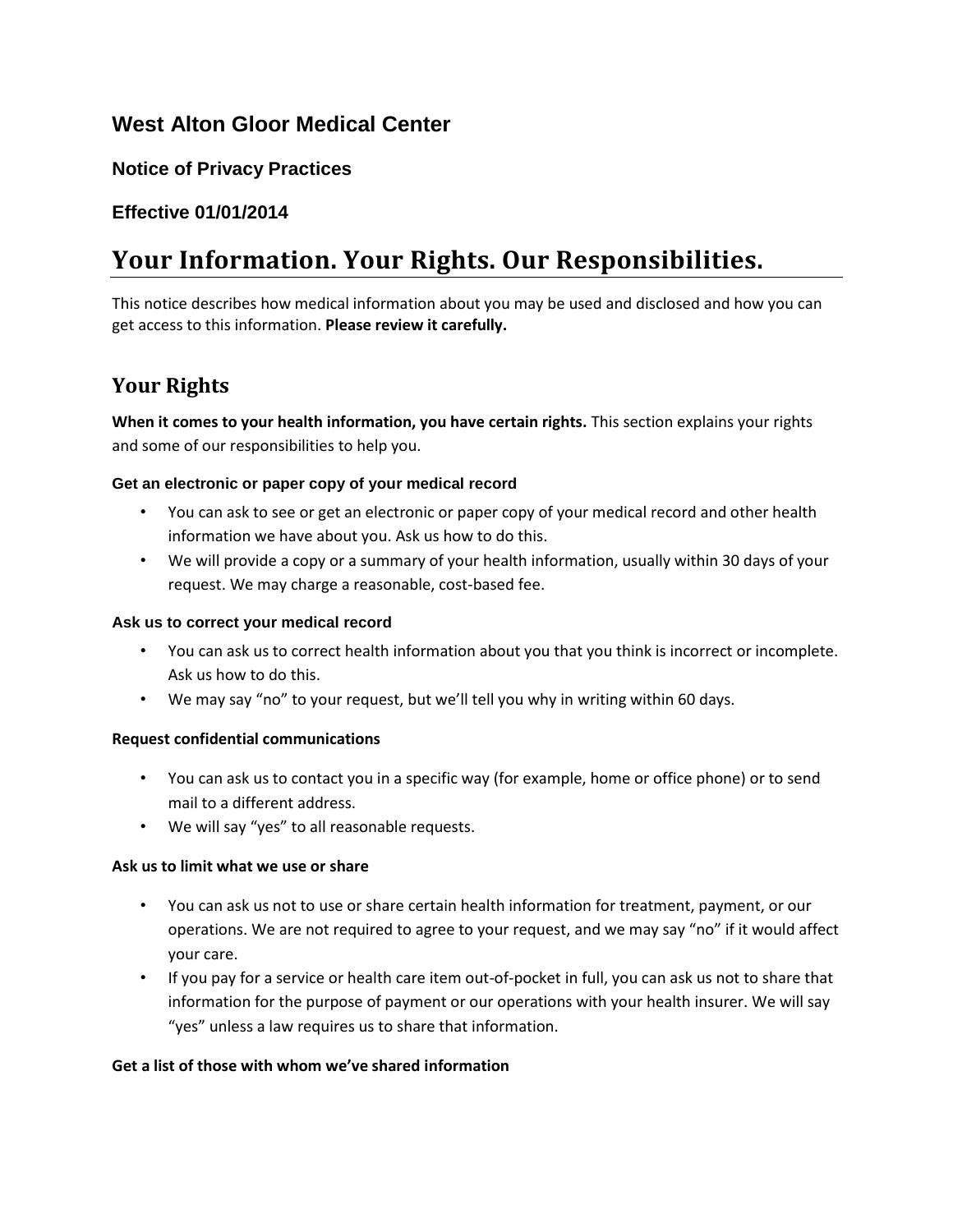## West Alton Gloor Medical Center

### Notice of Privacy Practices

### Effective 01/01/2014

# Your Information. Your Rights. Our Responsibilities.

This notice describes how medical information about you may be used and disclosed and how you can get access to this information. **Please review it carefully.**

## Your Rights

**When it comes to your health information, you have certain rights.** This section explains your rights and some of our responsibilities to help you.

#### Get an electronic or paper copy of your medical record

- You can ask to see or get an electronic or paper copy of your medical record and other health information we have about you. Ask us how to do this.
- We will provide a copy or a summary of your health information, usually within 30 days of your request. We may charge a reasonable, cost-based fee.

#### Ask us to correct your medical record

- You can ask us to correct health information about you that you think is incorrect or incomplete. Ask us how to do this.
- We may say "no" to your request, but we'll tell you why in writing within 60 days.

#### Request confidential communications

- You can ask us to contact you in a specific way (for example, home or office phone) or to send mail to a different address.
- We will say "yes" to all reasonable requests.

#### Ask us to limit what we use or share

- You can ask us not to use or share certain health information for treatment, payment, or our operations. We are not required to agree to your request, and we may say "no" if it would affect your care.
- If you pay for a service or health care item out-of-pocket in full, you can ask us not to share that information for the purpose of payment or our operations with your health insurer. We will say "yes" unless a law requires us to share that information.

#### Get a list of those with whom we've shared information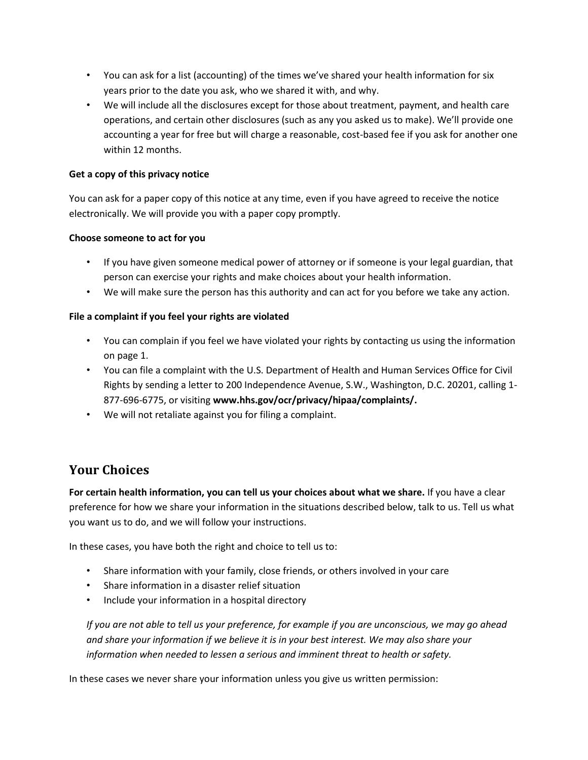- You can ask for a list (accounting) of the times we've shared your health information for six years prior to the date you ask, who we shared it with, and why.
- We will include all the disclosures except for those about treatment, payment, and health care operations, and certain other disclosures (such as any you asked us to make). We'll provide one accounting a year for free but will charge a reasonable, cost-based fee if you ask for another one within 12 months.

**Get a copy of this privacy notice**

You can ask for a paper copy of this notice at any time, even if you have agreed to receive the notice electronically. We will provide you with a paper copy promptly.

**Choose someone to act for you**

- If you have given someone medical power of attorney or if someone is your legal guardian, that person can exercise your rights and make choices about your health information.
- We will make sure the person has this authority and can act for you before we take any action.

**File a complaint if you feel your rights are violated**

- You can complain if you feel we have violated your rights by contacting us using the information on page 1.
- You can file a complaint with the U.S. Department of Health and Human Services Office for Civil Rights by sending a letter to 200 Independence Avenue, S.W., Washington, D.C. 20201, calling 1-877-696-6775, or visiting **www.hhs.gov/ocr/privacy/hipaa/complaints/.**
- We will not retaliate against you for filing a complaint.

## Your Choices

**For certain health information, you can tell us your choices about what we share.** If you have a clear preference for how we share your information in the situations described below, talk to us. Tell us what you want us to do, and we will follow your instructions.

In these cases, you have both the right and choice to tell us to:

- Share information with your family, close friends, or others involved in your care
- Share information in a disaster relief situation
- Include your information in a hospital directory

*If you are not able to tell us your preference, for example if you are unconscious, we may go ahead and share your information if we believe it is in your best interest. We may also share your information when needed to lessen a serious and imminent threat to health or safety.*

In these cases we never share your information unless you give us written permission: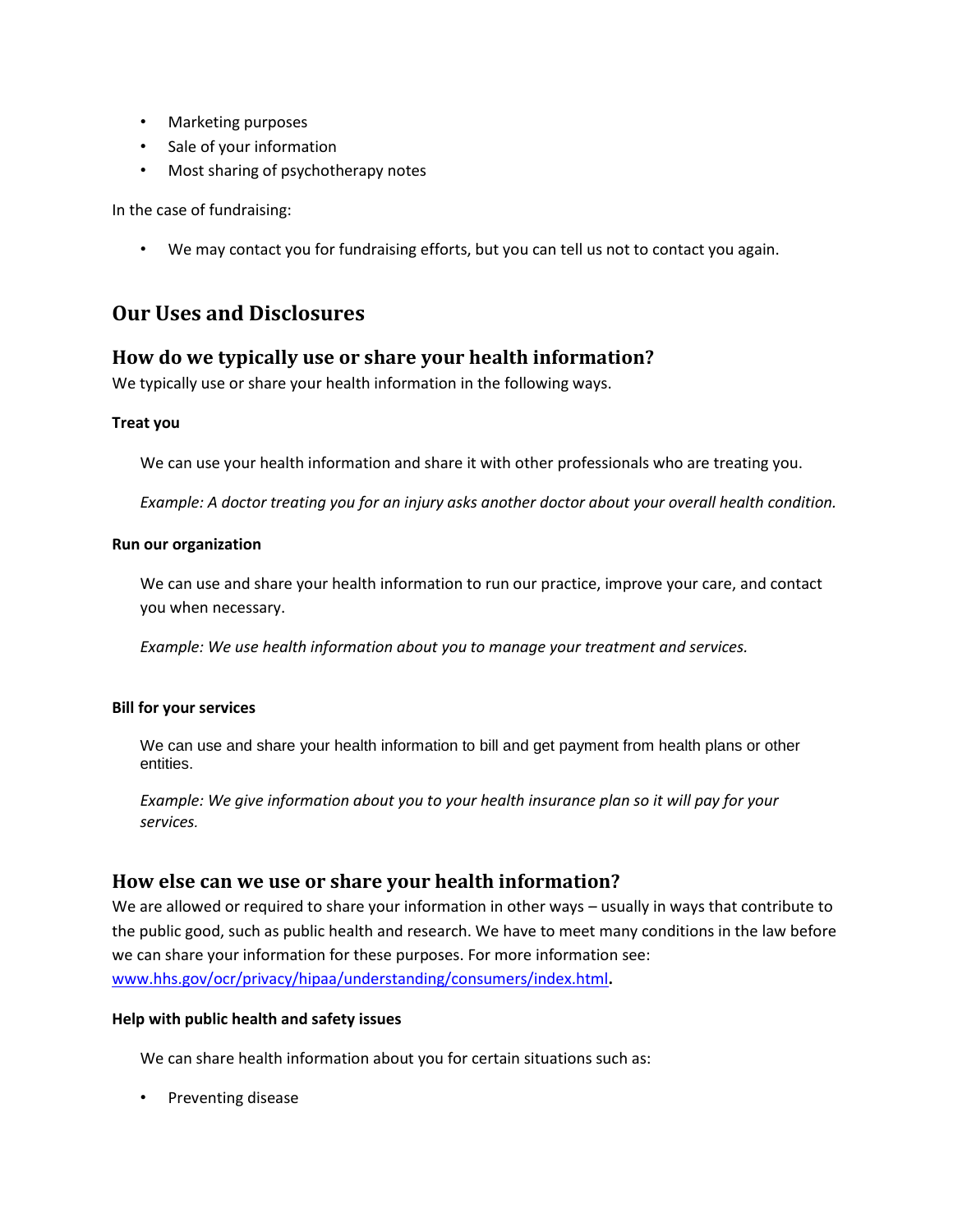- Marketing purposes
- Sale of your information
- Most sharing of psychotherapy notes

In the case of fundraising:

- We may contact you for fundraising efforts, but you can tell us not to contact you again.

## Our Uses and Disclosures

### How do we typically use or share your health information?

We typically use or share your health information in the following ways.

**Treat you**

We can use your health information and share it with other professionals who are treating you.

*Example: A doctor treating you for an injury asks another doctor about your overall health condition.*

**Run our organization**

We can use and share your health information to run our practice, improve your care, and contact you when necessary.

*Example: We use health information about you to manage your treatment and services.*

**Bill for your services**

We can use and share your health information to bill and get payment from health plans or other entities.

*Example: We give information about you to your health insurance plan so it will pay for your services.*

### How else can we use or share your health information?

We are allowed or required to share your information in other ways – usually in ways that contribute to the public good, such as public health and research. We have to meet many conditions in the law before we can share your information for these purposes. For more information see: www.hhs.gov/ocr/privacy/hipaa/understanding/consumers/index.html.

**Help with public health and safety issues**

We can share health information about you for certain situations such as:

- Preventing disease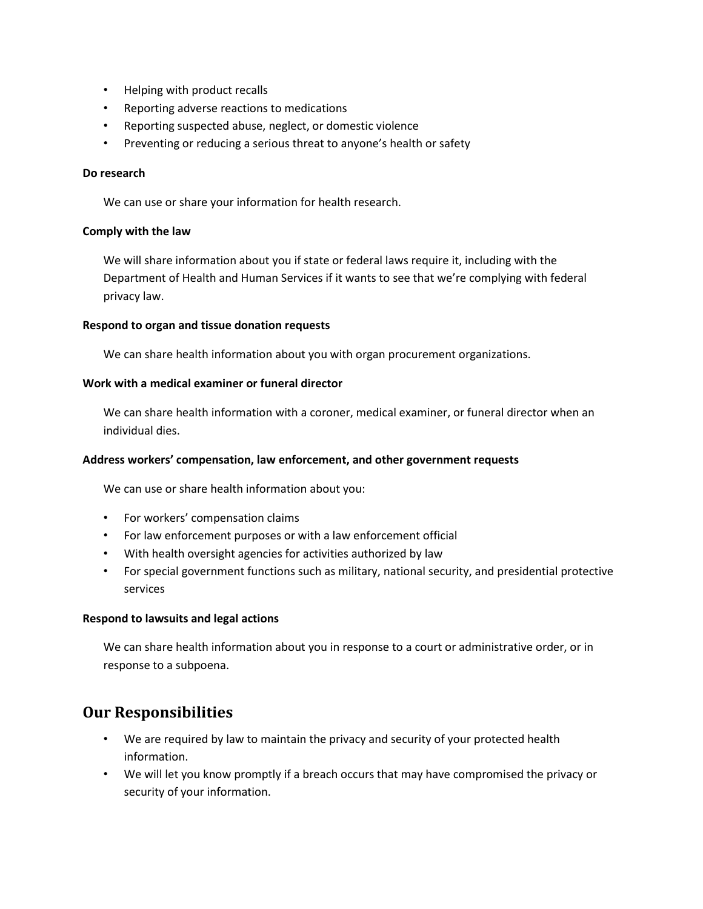- Helping with product recalls
- Reporting adverse reactions to medications
- Reporting suspected abuse, neglect, or domestic violence
- Preventing or reducing a serious threat to anyone's health or safety

**Do research**

We can use or share your information for health research.

**Comply with the law**

We will share information about you if state or federal laws require it, including with the Department of Health and Human Services if it wants to see that we're complying with federal privacy law.

**Respond to organ and tissue donation requests**

We can share health information about you with organ procurement organizations.

**Work with a medical examiner or funeral director**

We can share health information with a coroner, medical examiner, or funeral director when an individual dies.

**Address workers' compensation, law enforcement, and other government requests**

We can use or share health information about you:

- For workers' compensation claims
- For law enforcement purposes or with a law enforcement official
- With health oversight agencies for activities authorized by law
- For special government functions such as military, national security, and presidential protective services

**Respond to lawsuits and legal actions**

We can share health information about you in response to a court or administrative order, or in response to a subpoena.

## Our Responsibilities

- We are required by law to maintain the privacy and security of your protected health information.
- We will let you know promptly if a breach occurs that may have compromised the privacy or security of your information.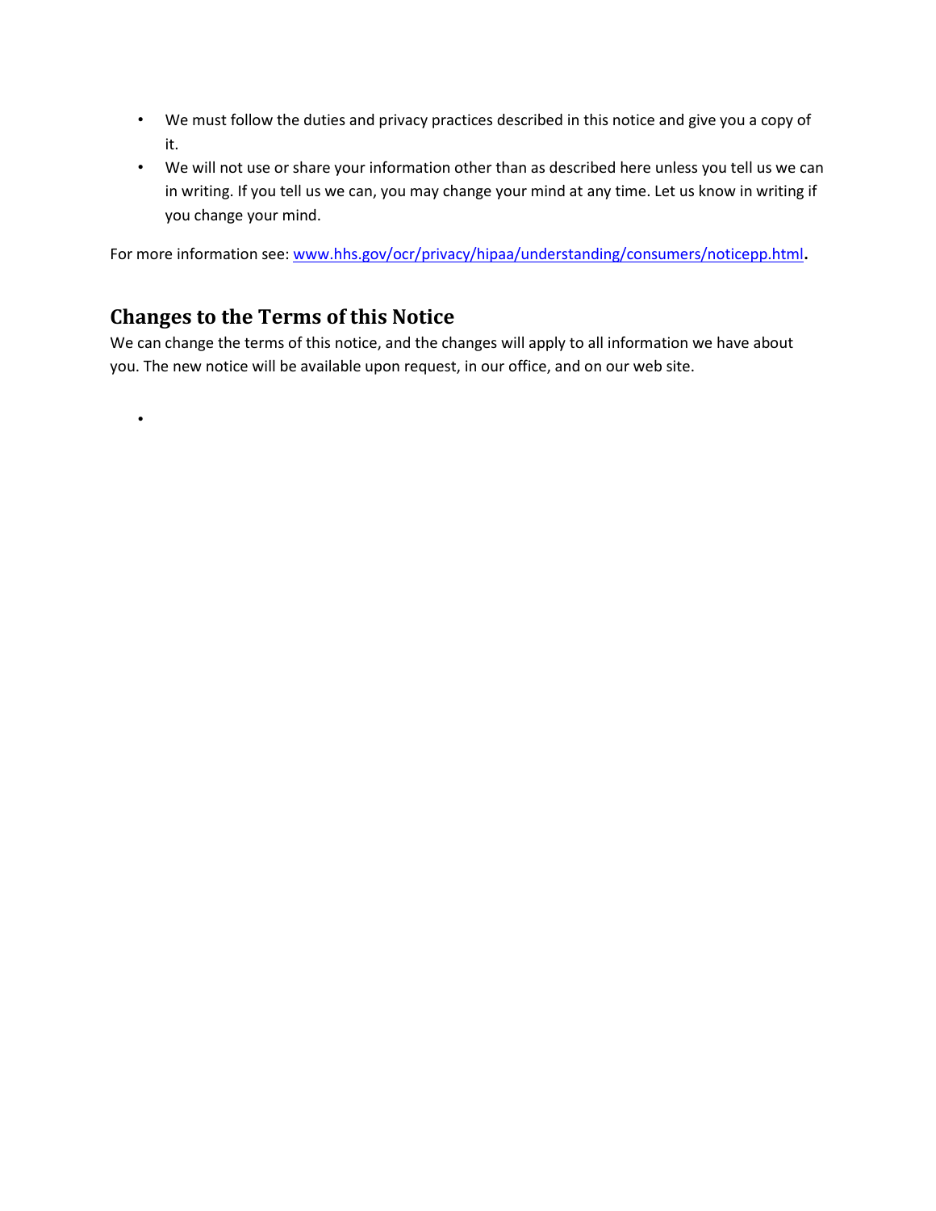- We must follow the duties and privacy practices described in this notice and give you a copy of it.
- We will not use or share your information other than as described here unless you tell us we can in writing. If you tell us we can, you may change your mind at any time. Let us know in writing if you change your mind.

For more information see: [www.hhs.gov/ocr/privacy/hipaa/understanding/consumers/noticepp.html](http://www.hhs.gov/ocr/privacy/hipaa/understanding/consumers/noticepp.html)**.**

## Changes to the Terms of this Notice

We can change the terms of this notice, and the changes will apply to all information we have about you. The new notice will be available upon request, in our office, and on our web site.

-